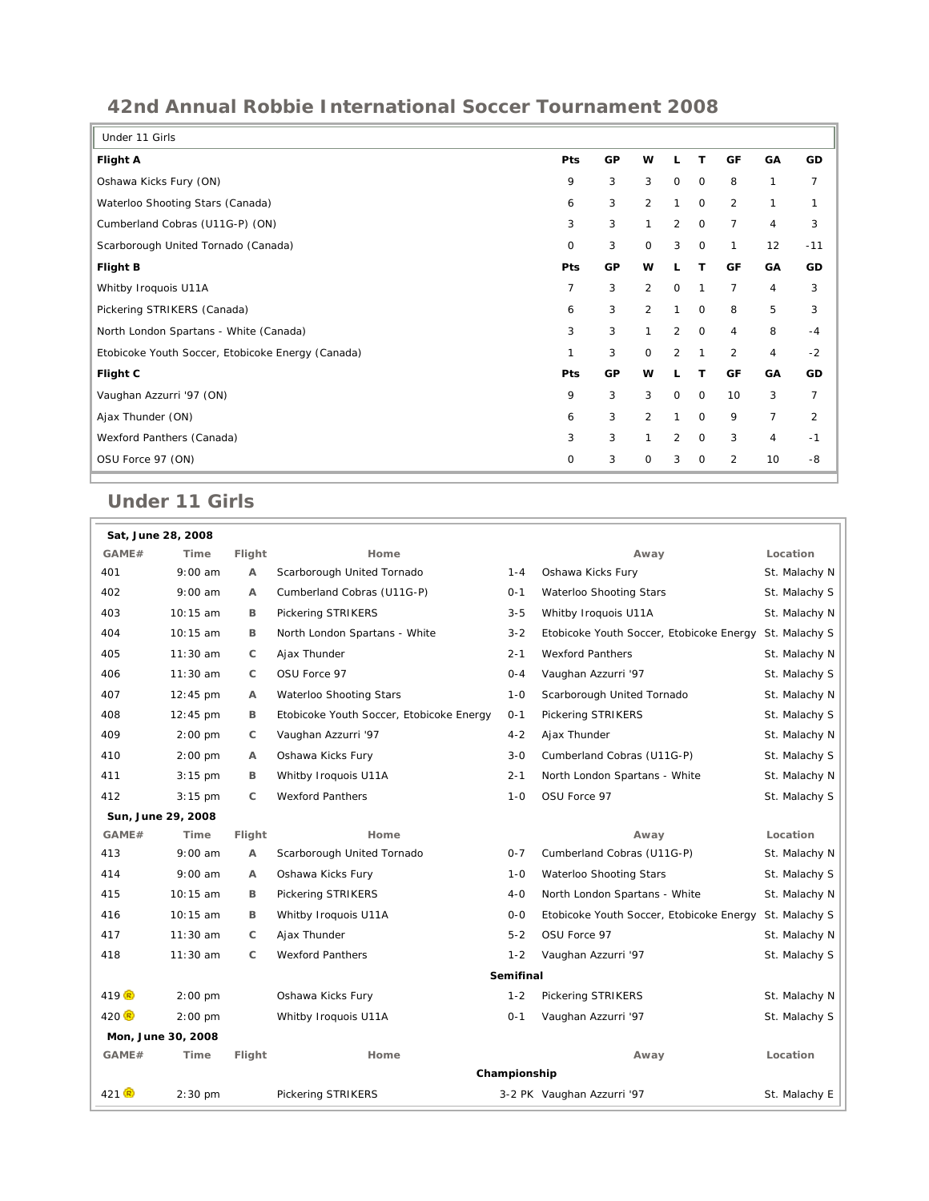# 42nd Annual Robbie International Soccer Tournament 2008

Under 11 Girls

| Flight A | Pts | GP | W | L | T | GF | GA | GD |
|---|---|---|---|---|---|---|---|---|
| Oshawa Kicks Fury (ON) | 9 | 3 | 3 | 0 | 0 | 8 | 1 | 7 |
| Waterloo Shooting Stars (Canada) | 6 | 3 | 2 | 1 | 0 | 2 | 1 | 1 |
| Cumberland Cobras (U11G-P) (ON) | 3 | 3 | 1 | 2 | 0 | 7 | 4 | 3 |
| Scarborough United Tornado (Canada) | 0 | 3 | 0 | 3 | 0 | 1 | 12 | -11 |
| **Flight B** | **Pts** | **GP** | **W** | **L** | **T** | **GF** | **GA** | **GD** |
| Whitby Iroquois U11A | 7 | 3 | 2 | 0 | 1 | 7 | 4 | 3 |
| Pickering STRIKERS (Canada) | 6 | 3 | 2 | 1 | 0 | 8 | 5 | 3 |
| North London Spartans - White (Canada) | 3 | 3 | 1 | 2 | 0 | 4 | 8 | -4 |
| Etobicoke Youth Soccer, Etobicoke Energy (Canada) | 1 | 3 | 0 | 2 | 1 | 2 | 4 | -2 |
| **Flight C** | **Pts** | **GP** | **W** | **L** | **T** | **GF** | **GA** | **GD** |
| Vaughan Azzurri '97 (ON) | 9 | 3 | 3 | 0 | 0 | 10 | 3 | 7 |
| Ajax Thunder (ON) | 6 | 3 | 2 | 1 | 0 | 9 | 7 | 2 |
| Wexford Panthers (Canada) | 3 | 3 | 1 | 2 | 0 | 3 | 4 | -1 |
| OSU Force 97 (ON) | 0 | 3 | 0 | 3 | 0 | 2 | 10 | -8 |

## Under 11 Girls

**Sat, June 28, 2008**

| GAME# | Time | Flight | Home | | Away | Location |
|---|---|---|---|---|---|---|
| 401 | 9:00 am | A | Scarborough United Tornado | 1-4 | Oshawa Kicks Fury | St. Malachy N |
| 402 | 9:00 am | A | Cumberland Cobras (U11G-P) | 0-1 | Waterloo Shooting Stars | St. Malachy S |
| 403 | 10:15 am | B | Pickering STRIKERS | 3-5 | Whitby Iroquois U11A | St. Malachy N |
| 404 | 10:15 am | B | North London Spartans - White | 3-2 | Etobicoke Youth Soccer, Etobicoke Energy | St. Malachy S |
| 405 | 11:30 am | C | Ajax Thunder | 2-1 | Wexford Panthers | St. Malachy N |
| 406 | 11:30 am | C | OSU Force 97 | 0-4 | Vaughan Azzurri '97 | St. Malachy S |
| 407 | 12:45 pm | A | Waterloo Shooting Stars | 1-0 | Scarborough United Tornado | St. Malachy N |
| 408 | 12:45 pm | B | Etobicoke Youth Soccer, Etobicoke Energy | 0-1 | Pickering STRIKERS | St. Malachy S |
| 409 | 2:00 pm | C | Vaughan Azzurri '97 | 4-2 | Ajax Thunder | St. Malachy N |
| 410 | 2:00 pm | A | Oshawa Kicks Fury | 3-0 | Cumberland Cobras (U11G-P) | St. Malachy S |
| 411 | 3:15 pm | B | Whitby Iroquois U11A | 2-1 | North London Spartans - White | St. Malachy N |
| 412 | 3:15 pm | C | Wexford Panthers | 1-0 | OSU Force 97 | St. Malachy S |

**Sun, June 29, 2008**

| GAME# | Time | Flight | Home | | Away | Location |
|---|---|---|---|---|---|---|
| 413 | 9:00 am | A | Scarborough United Tornado | 0-7 | Cumberland Cobras (U11G-P) | St. Malachy N |
| 414 | 9:00 am | A | Oshawa Kicks Fury | 1-0 | Waterloo Shooting Stars | St. Malachy S |
| 415 | 10:15 am | B | Pickering STRIKERS | 4-0 | North London Spartans - White | St. Malachy N |
| 416 | 10:15 am | B | Whitby Iroquois U11A | 0-0 | Etobicoke Youth Soccer, Etobicoke Energy | St. Malachy S |
| 417 | 11:30 am | C | Ajax Thunder | 5-2 | OSU Force 97 | St. Malachy N |
| 418 | 11:30 am | C | Wexford Panthers | 1-2 | Vaughan Azzurri '97 | St. Malachy S |
| | | | **Semifinal** | | | |
| 419 (R) | 2:00 pm | | Oshawa Kicks Fury | 1-2 | Pickering STRIKERS | St. Malachy N |
| 420 (R) | 2:00 pm | | Whitby Iroquois U11A | 0-1 | Vaughan Azzurri '97 | St. Malachy S |

**Mon, June 30, 2008**

| GAME# | Time | Flight | Home | | Away | Location |
|---|---|---|---|---|---|---|
| | | | **Championship** | | | |
| 421 (R) | 2:30 pm | | Pickering STRIKERS | 3-2 PK | Vaughan Azzurri '97 | St. Malachy E |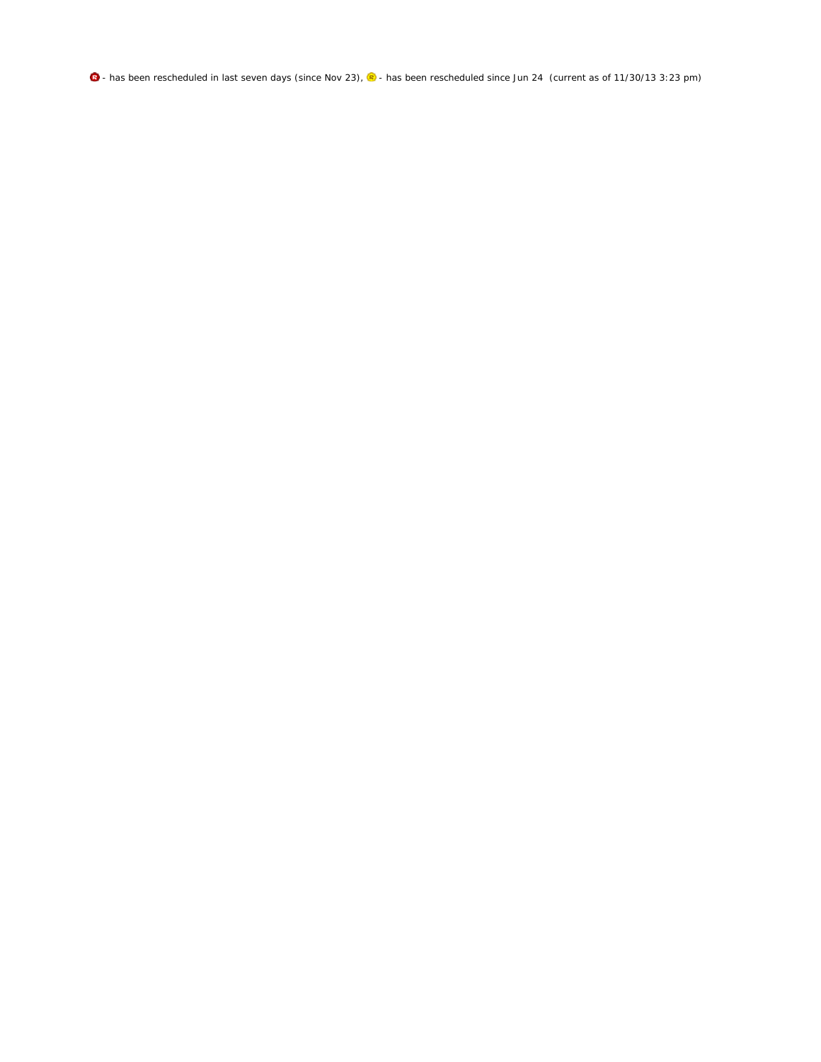🔴 - has been rescheduled in last seven days (since Nov 23), 🟡 - has been rescheduled since Jun 24 (current as of 11/30/13 3:23 pm)